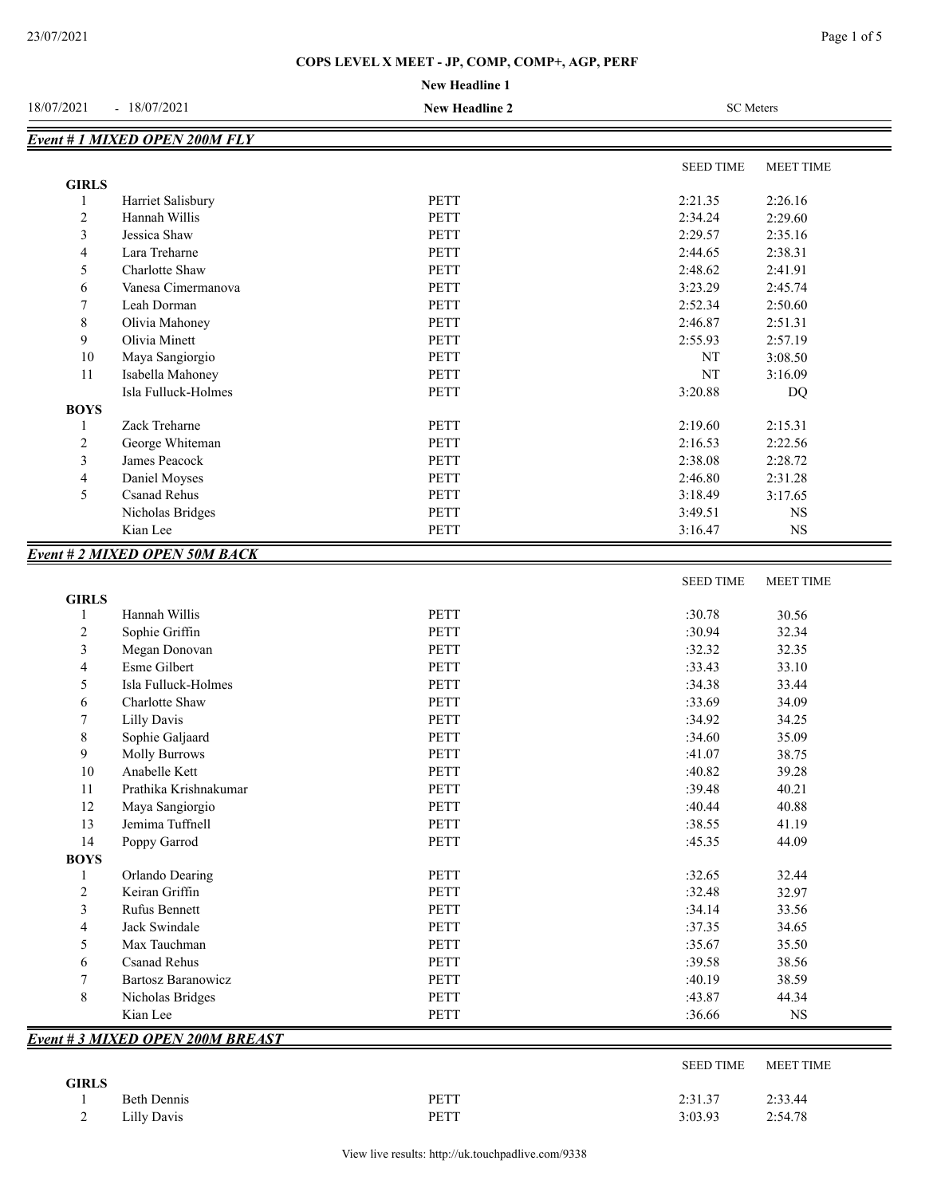**COPS LEVEL X MEET - JP, COMP, COMP+, AGP, PERF**

**New Headline 1**

18/07/2021 - 18/07/2021 **New Headline 2** SC Meters

## *Event # 1 MIXED OPEN 200M FLY*

| | | | SEED TIME | MEET TIME |
|---|---|---|---|---|
| **GIRLS** | | | | |
| 1 | Harriet Salisbury | PETT | 2:21.35 | 2:26.16 |
| 2 | Hannah Willis | PETT | 2:34.24 | 2:29.60 |
| 3 | Jessica Shaw | PETT | 2:29.57 | 2:35.16 |
| 4 | Lara Treharne | PETT | 2:44.65 | 2:38.31 |
| 5 | Charlotte Shaw | PETT | 2:48.62 | 2:41.91 |
| 6 | Vanesa Cimermanova | PETT | 3:23.29 | 2:45.74 |
| 7 | Leah Dorman | PETT | 2:52.34 | 2:50.60 |
| 8 | Olivia Mahoney | PETT | 2:46.87 | 2:51.31 |
| 9 | Olivia Minett | PETT | 2:55.93 | 2:57.19 |
| 10 | Maya Sangiorgio | PETT | NT | 3:08.50 |
| 11 | Isabella Mahoney | PETT | NT | 3:16.09 |
| | Isla Fulluck-Holmes | PETT | 3:20.88 | DQ |
| **BOYS** | | | | |
| 1 | Zack Treharne | PETT | 2:19.60 | 2:15.31 |
| 2 | George Whiteman | PETT | 2:16.53 | 2:22.56 |
| 3 | James Peacock | PETT | 2:38.08 | 2:28.72 |
| 4 | Daniel Moyses | PETT | 2:46.80 | 2:31.28 |
| 5 | Csanad Rehus | PETT | 3:18.49 | 3:17.65 |
| | Nicholas Bridges | PETT | 3:49.51 | NS |
| | Kian Lee | PETT | 3:16.47 | NS |

## *Event # 2 MIXED OPEN 50M BACK*

| | | | SEED TIME | MEET TIME |
|---|---|---|---|---|
| **GIRLS** | | | | |
| 1 | Hannah Willis | PETT | :30.78 | 30.56 |
| 2 | Sophie Griffin | PETT | :30.94 | 32.34 |
| 3 | Megan Donovan | PETT | :32.32 | 32.35 |
| 4 | Esme Gilbert | PETT | :33.43 | 33.10 |
| 5 | Isla Fulluck-Holmes | PETT | :34.38 | 33.44 |
| 6 | Charlotte Shaw | PETT | :33.69 | 34.09 |
| 7 | Lilly Davis | PETT | :34.92 | 34.25 |
| 8 | Sophie Galjaard | PETT | :34.60 | 35.09 |
| 9 | Molly Burrows | PETT | :41.07 | 38.75 |
| 10 | Anabelle Kett | PETT | :40.82 | 39.28 |
| 11 | Prathika Krishnakumar | PETT | :39.48 | 40.21 |
| 12 | Maya Sangiorgio | PETT | :40.44 | 40.88 |
| 13 | Jemima Tuffnell | PETT | :38.55 | 41.19 |
| 14 | Poppy Garrod | PETT | :45.35 | 44.09 |
| **BOYS** | | | | |
| 1 | Orlando Dearing | PETT | :32.65 | 32.44 |
| 2 | Keiran Griffin | PETT | :32.48 | 32.97 |
| 3 | Rufus Bennett | PETT | :34.14 | 33.56 |
| 4 | Jack Swindale | PETT | :37.35 | 34.65 |
| 5 | Max Tauchman | PETT | :35.67 | 35.50 |
| 6 | Csanad Rehus | PETT | :39.58 | 38.56 |
| 7 | Bartosz Baranowicz | PETT | :40.19 | 38.59 |
| 8 | Nicholas Bridges | PETT | :43.87 | 44.34 |
| | Kian Lee | PETT | :36.66 | NS |

## *Event # 3 MIXED OPEN 200M BREAST*

| | | | SEED TIME | MEET TIME |
|---|---|---|---|---|
| **GIRLS** | | | | |
| 1 | Beth Dennis | PETT | 2:31.37 | 2:33.44 |
| 2 | Lilly Davis | PETT | 3:03.93 | 2:54.78 |

View live results: http://uk.touchpadlive.com/9338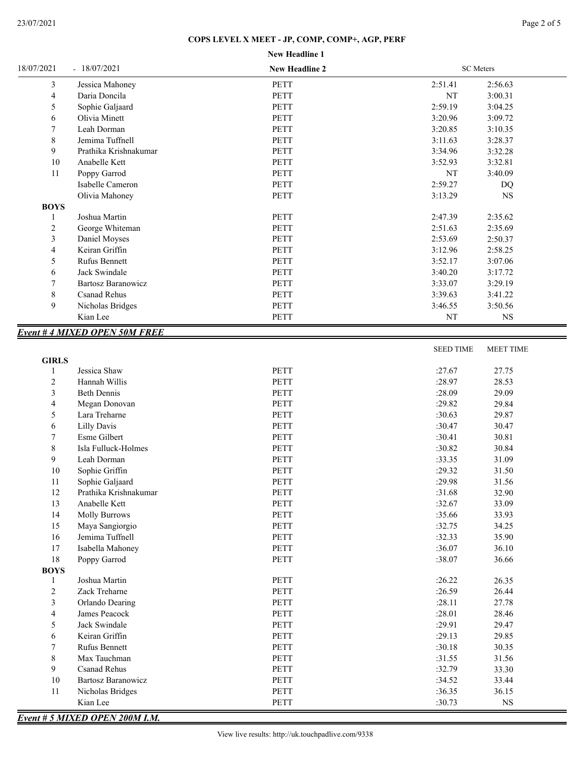**COPS LEVEL X MEET - JP, COMP, COMP+, AGP, PERF**

**New Headline 1**

18/07/2021 - 18/07/2021 **New Headline 2** SC Meters

| | | | | |
|---|---|---|---|---|
| 3 | Jessica Mahoney | PETT | 2:51.41 | 2:56.63 |
| 4 | Daria Doncila | PETT | NT | 3:00.31 |
| 5 | Sophie Galjaard | PETT | 2:59.19 | 3:04.25 |
| 6 | Olivia Minett | PETT | 3:20.96 | 3:09.72 |
| 7 | Leah Dorman | PETT | 3:20.85 | 3:10.35 |
| 8 | Jemima Tuffnell | PETT | 3:11.63 | 3:28.37 |
| 9 | Prathika Krishnakumar | PETT | 3:34.96 | 3:32.28 |
| 10 | Anabelle Kett | PETT | 3:52.93 | 3:32.81 |
| 11 | Poppy Garrod | PETT | NT | 3:40.09 |
| | Isabelle Cameron | PETT | 2:59.27 | DQ |
| | Olivia Mahoney | PETT | 3:13.29 | NS |
| **BOYS** | | | | |
| 1 | Joshua Martin | PETT | 2:47.39 | 2:35.62 |
| 2 | George Whiteman | PETT | 2:51.63 | 2:35.69 |
| 3 | Daniel Moyses | PETT | 2:53.69 | 2:50.37 |
| 4 | Keiran Griffin | PETT | 3:12.96 | 2:58.25 |
| 5 | Rufus Bennett | PETT | 3:52.17 | 3:07.06 |
| 6 | Jack Swindale | PETT | 3:40.20 | 3:17.72 |
| 7 | Bartosz Baranowicz | PETT | 3:33.07 | 3:29.19 |
| 8 | Csanad Rehus | PETT | 3:39.63 | 3:41.22 |
| 9 | Nicholas Bridges | PETT | 3:46.55 | 3:50.56 |
| | Kian Lee | PETT | NT | NS |

***Event # 4 MIXED OPEN 50M FREE***

| | | | SEED TIME | MEET TIME |
|---|---|---|---|---|
| **GIRLS** | | | | |
| 1 | Jessica Shaw | PETT | :27.67 | 27.75 |
| 2 | Hannah Willis | PETT | :28.97 | 28.53 |
| 3 | Beth Dennis | PETT | :28.09 | 29.09 |
| 4 | Megan Donovan | PETT | :29.82 | 29.84 |
| 5 | Lara Treharne | PETT | :30.63 | 29.87 |
| 6 | Lilly Davis | PETT | :30.47 | 30.47 |
| 7 | Esme Gilbert | PETT | :30.41 | 30.81 |
| 8 | Isla Fulluck-Holmes | PETT | :30.82 | 30.84 |
| 9 | Leah Dorman | PETT | :33.35 | 31.09 |
| 10 | Sophie Griffin | PETT | :29.32 | 31.50 |
| 11 | Sophie Galjaard | PETT | :29.98 | 31.56 |
| 12 | Prathika Krishnakumar | PETT | :31.68 | 32.90 |
| 13 | Anabelle Kett | PETT | :32.67 | 33.09 |
| 14 | Molly Burrows | PETT | :35.66 | 33.93 |
| 15 | Maya Sangiorgio | PETT | :32.75 | 34.25 |
| 16 | Jemima Tuffnell | PETT | :32.33 | 35.90 |
| 17 | Isabella Mahoney | PETT | :36.07 | 36.10 |
| 18 | Poppy Garrod | PETT | :38.07 | 36.66 |
| **BOYS** | | | | |
| 1 | Joshua Martin | PETT | :26.22 | 26.35 |
| 2 | Zack Treharne | PETT | :26.59 | 26.44 |
| 3 | Orlando Dearing | PETT | :28.11 | 27.78 |
| 4 | James Peacock | PETT | :28.01 | 28.46 |
| 5 | Jack Swindale | PETT | :29.91 | 29.47 |
| 6 | Keiran Griffin | PETT | :29.13 | 29.85 |
| 7 | Rufus Bennett | PETT | :30.18 | 30.35 |
| 8 | Max Tauchman | PETT | :31.55 | 31.56 |
| 9 | Csanad Rehus | PETT | :32.79 | 33.30 |
| 10 | Bartosz Baranowicz | PETT | :34.52 | 33.44 |
| 11 | Nicholas Bridges | PETT | :36.35 | 36.15 |
| | Kian Lee | PETT | :30.73 | NS |

***Event # 5 MIXED OPEN 200M I.M.***

View live results: http://uk.touchpadlive.com/9338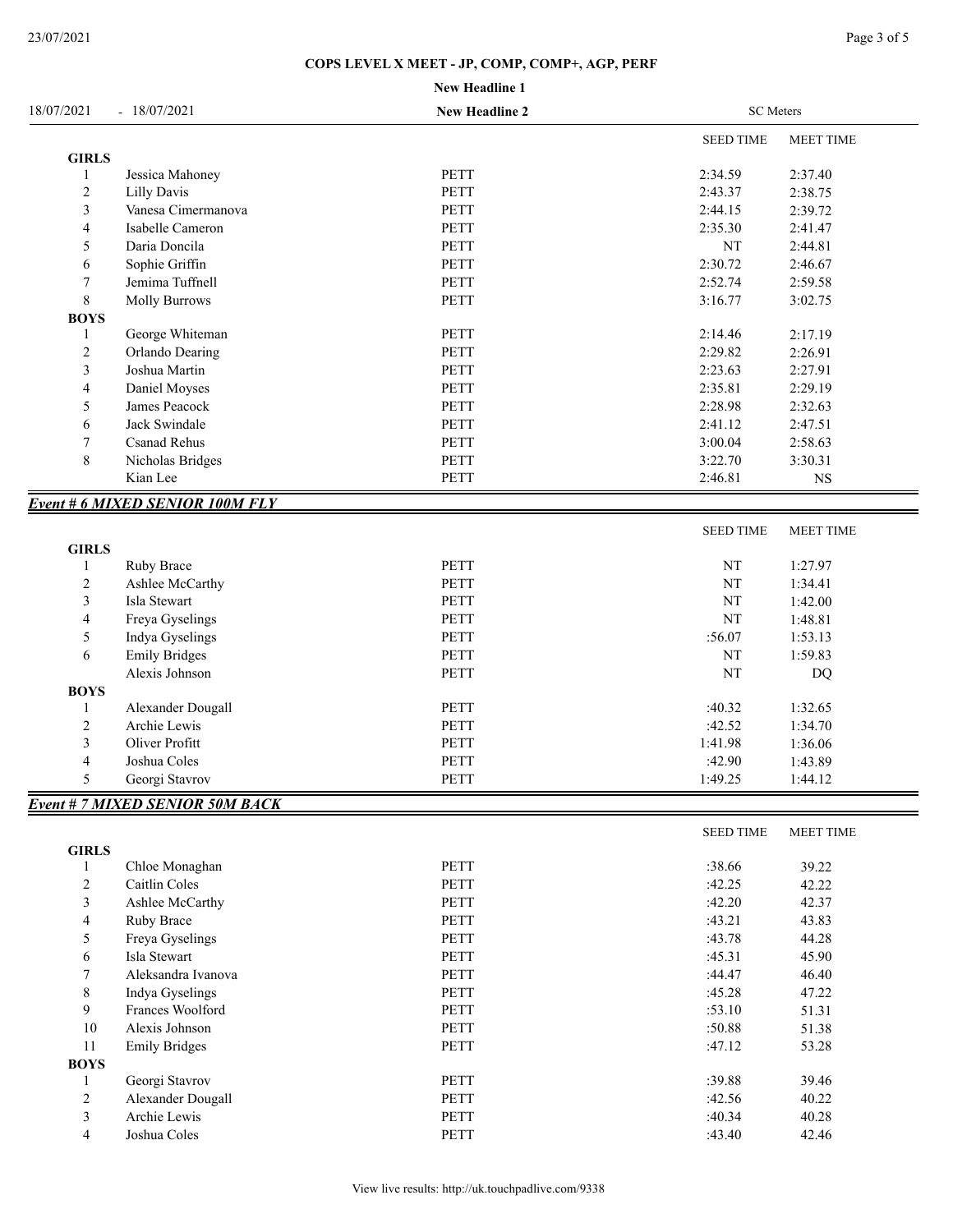**COPS LEVEL X MEET - JP, COMP, COMP+, AGP, PERF**

**New Headline 1**

18/07/2021 - 18/07/2021 **New Headline 2** SC Meters

| | | | SEED TIME | MEET TIME |
|---|---|---|---|---|
| **GIRLS** | | | | |
| 1 | Jessica Mahoney | PETT | 2:34.59 | 2:37.40 |
| 2 | Lilly Davis | PETT | 2:43.37 | 2:38.75 |
| 3 | Vanesa Cimermanova | PETT | 2:44.15 | 2:39.72 |
| 4 | Isabelle Cameron | PETT | 2:35.30 | 2:41.47 |
| 5 | Daria Doncila | PETT | NT | 2:44.81 |
| 6 | Sophie Griffin | PETT | 2:30.72 | 2:46.67 |
| 7 | Jemima Tuffnell | PETT | 2:52.74 | 2:59.58 |
| 8 | Molly Burrows | PETT | 3:16.77 | 3:02.75 |
| **BOYS** | | | | |
| 1 | George Whiteman | PETT | 2:14.46 | 2:17.19 |
| 2 | Orlando Dearing | PETT | 2:29.82 | 2:26.91 |
| 3 | Joshua Martin | PETT | 2:23.63 | 2:27.91 |
| 4 | Daniel Moyses | PETT | 2:35.81 | 2:29.19 |
| 5 | James Peacock | PETT | 2:28.98 | 2:32.63 |
| 6 | Jack Swindale | PETT | 2:41.12 | 2:47.51 |
| 7 | Csanad Rehus | PETT | 3:00.04 | 2:58.63 |
| 8 | Nicholas Bridges | PETT | 3:22.70 | 3:30.31 |
| | Kian Lee | PETT | 2:46.81 | NS |

***Event # 6 MIXED SENIOR 100M FLY***

| | | | SEED TIME | MEET TIME |
|---|---|---|---|---|
| **GIRLS** | | | | |
| 1 | Ruby Brace | PETT | NT | 1:27.97 |
| 2 | Ashlee McCarthy | PETT | NT | 1:34.41 |
| 3 | Isla Stewart | PETT | NT | 1:42.00 |
| 4 | Freya Gyselings | PETT | NT | 1:48.81 |
| 5 | Indya Gyselings | PETT | :56.07 | 1:53.13 |
| 6 | Emily Bridges | PETT | NT | 1:59.83 |
| | Alexis Johnson | PETT | NT | DQ |
| **BOYS** | | | | |
| 1 | Alexander Dougall | PETT | :40.32 | 1:32.65 |
| 2 | Archie Lewis | PETT | :42.52 | 1:34.70 |
| 3 | Oliver Profitt | PETT | 1:41.98 | 1:36.06 |
| 4 | Joshua Coles | PETT | :42.90 | 1:43.89 |
| 5 | Georgi Stavrov | PETT | 1:49.25 | 1:44.12 |

***Event # 7 MIXED SENIOR 50M BACK***

| | | | SEED TIME | MEET TIME |
|---|---|---|---|---|
| **GIRLS** | | | | |
| 1 | Chloe Monaghan | PETT | :38.66 | 39.22 |
| 2 | Caitlin Coles | PETT | :42.25 | 42.22 |
| 3 | Ashlee McCarthy | PETT | :42.20 | 42.37 |
| 4 | Ruby Brace | PETT | :43.21 | 43.83 |
| 5 | Freya Gyselings | PETT | :43.78 | 44.28 |
| 6 | Isla Stewart | PETT | :45.31 | 45.90 |
| 7 | Aleksandra Ivanova | PETT | :44.47 | 46.40 |
| 8 | Indya Gyselings | PETT | :45.28 | 47.22 |
| 9 | Frances Woolford | PETT | :53.10 | 51.31 |
| 10 | Alexis Johnson | PETT | :50.88 | 51.38 |
| 11 | Emily Bridges | PETT | :47.12 | 53.28 |
| **BOYS** | | | | |
| 1 | Georgi Stavrov | PETT | :39.88 | 39.46 |
| 2 | Alexander Dougall | PETT | :42.56 | 40.22 |
| 3 | Archie Lewis | PETT | :40.34 | 40.28 |
| 4 | Joshua Coles | PETT | :43.40 | 42.46 |

View live results: http://uk.touchpadlive.com/9338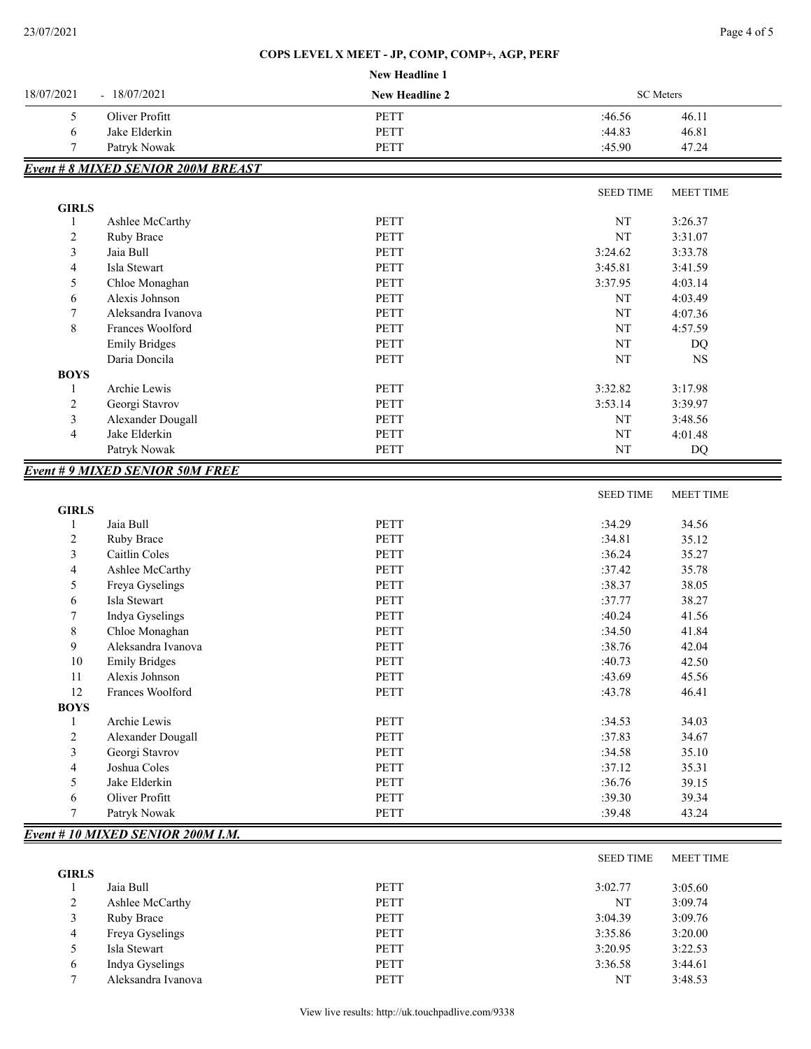| | | | | |
|---|---|---|---|---|
| 5 | Oliver Profitt | PETT | :46.56 | 46.11 |
| 6 | Jake Elderkin | PETT | :44.83 | 46.81 |
| 7 | Patryk Nowak | PETT | :45.90 | 47.24 |

## *Event # 8 MIXED SENIOR 200M BREAST*

| | | | SEED TIME | MEET TIME |
|---|---|---|---|---|
| **GIRLS** | | | | |
| 1 | Ashlee McCarthy | PETT | NT | 3:26.37 |
| 2 | Ruby Brace | PETT | NT | 3:31.07 |
| 3 | Jaia Bull | PETT | 3:24.62 | 3:33.78 |
| 4 | Isla Stewart | PETT | 3:45.81 | 3:41.59 |
| 5 | Chloe Monaghan | PETT | 3:37.95 | 4:03.14 |
| 6 | Alexis Johnson | PETT | NT | 4:03.49 |
| 7 | Aleksandra Ivanova | PETT | NT | 4:07.36 |
| 8 | Frances Woolford | PETT | NT | 4:57.59 |
| | Emily Bridges | PETT | NT | DQ |
| | Daria Doncila | PETT | NT | NS |
| **BOYS** | | | | |
| 1 | Archie Lewis | PETT | 3:32.82 | 3:17.98 |
| 2 | Georgi Stavrov | PETT | 3:53.14 | 3:39.97 |
| 3 | Alexander Dougall | PETT | NT | 3:48.56 |
| 4 | Jake Elderkin | PETT | NT | 4:01.48 |
| | Patryk Nowak | PETT | NT | DQ |

## *Event # 9 MIXED SENIOR 50M FREE*

| | | | SEED TIME | MEET TIME |
|---|---|---|---|---|
| **GIRLS** | | | | |
| 1 | Jaia Bull | PETT | :34.29 | 34.56 |
| 2 | Ruby Brace | PETT | :34.81 | 35.12 |
| 3 | Caitlin Coles | PETT | :36.24 | 35.27 |
| 4 | Ashlee McCarthy | PETT | :37.42 | 35.78 |
| 5 | Freya Gyselings | PETT | :38.37 | 38.05 |
| 6 | Isla Stewart | PETT | :37.77 | 38.27 |
| 7 | Indya Gyselings | PETT | :40.24 | 41.56 |
| 8 | Chloe Monaghan | PETT | :34.50 | 41.84 |
| 9 | Aleksandra Ivanova | PETT | :38.76 | 42.04 |
| 10 | Emily Bridges | PETT | :40.73 | 42.50 |
| 11 | Alexis Johnson | PETT | :43.69 | 45.56 |
| 12 | Frances Woolford | PETT | :43.78 | 46.41 |
| **BOYS** | | | | |
| 1 | Archie Lewis | PETT | :34.53 | 34.03 |
| 2 | Alexander Dougall | PETT | :37.83 | 34.67 |
| 3 | Georgi Stavrov | PETT | :34.58 | 35.10 |
| 4 | Joshua Coles | PETT | :37.12 | 35.31 |
| 5 | Jake Elderkin | PETT | :36.76 | 39.15 |
| 6 | Oliver Profitt | PETT | :39.30 | 39.34 |
| 7 | Patryk Nowak | PETT | :39.48 | 43.24 |

## *Event # 10 MIXED SENIOR 200M I.M.*

| | | | SEED TIME | MEET TIME |
|---|---|---|---|---|
| **GIRLS** | | | | |
| 1 | Jaia Bull | PETT | 3:02.77 | 3:05.60 |
| 2 | Ashlee McCarthy | PETT | NT | 3:09.74 |
| 3 | Ruby Brace | PETT | 3:04.39 | 3:09.76 |
| 4 | Freya Gyselings | PETT | 3:35.86 | 3:20.00 |
| 5 | Isla Stewart | PETT | 3:20.95 | 3:22.53 |
| 6 | Indya Gyselings | PETT | 3:36.58 | 3:44.61 |
| 7 | Aleksandra Ivanova | PETT | NT | 3:48.53 |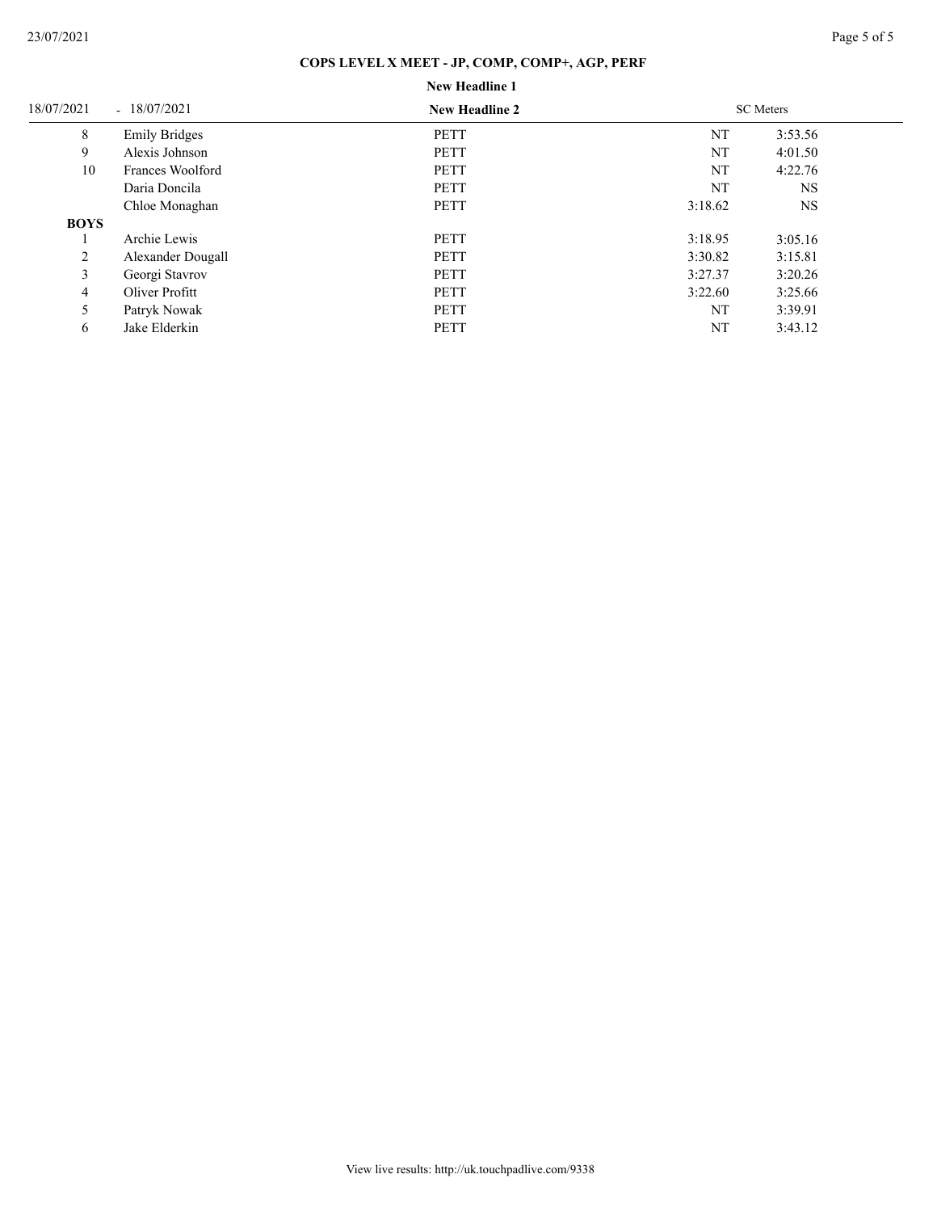**COPS LEVEL X MEET - JP, COMP, COMP+, AGP, PERF**

**New Headline 1**

18/07/2021 - 18/07/2021 **New Headline 2** SC Meters

| | | | | |
|---|---|---|---|---|
| 8 | Emily Bridges | PETT | NT | 3:53.56 |
| 9 | Alexis Johnson | PETT | NT | 4:01.50 |
| 10 | Frances Woolford | PETT | NT | 4:22.76 |
| | Daria Doncila | PETT | NT | NS |
| | Chloe Monaghan | PETT | 3:18.62 | NS |
| **BOYS** | | | | |
| 1 | Archie Lewis | PETT | 3:18.95 | 3:05.16 |
| 2 | Alexander Dougall | PETT | 3:30.82 | 3:15.81 |
| 3 | Georgi Stavrov | PETT | 3:27.37 | 3:20.26 |
| 4 | Oliver Profitt | PETT | 3:22.60 | 3:25.66 |
| 5 | Patryk Nowak | PETT | NT | 3:39.91 |
| 6 | Jake Elderkin | PETT | NT | 3:43.12 |

View live results: http://uk.touchpadlive.com/9338